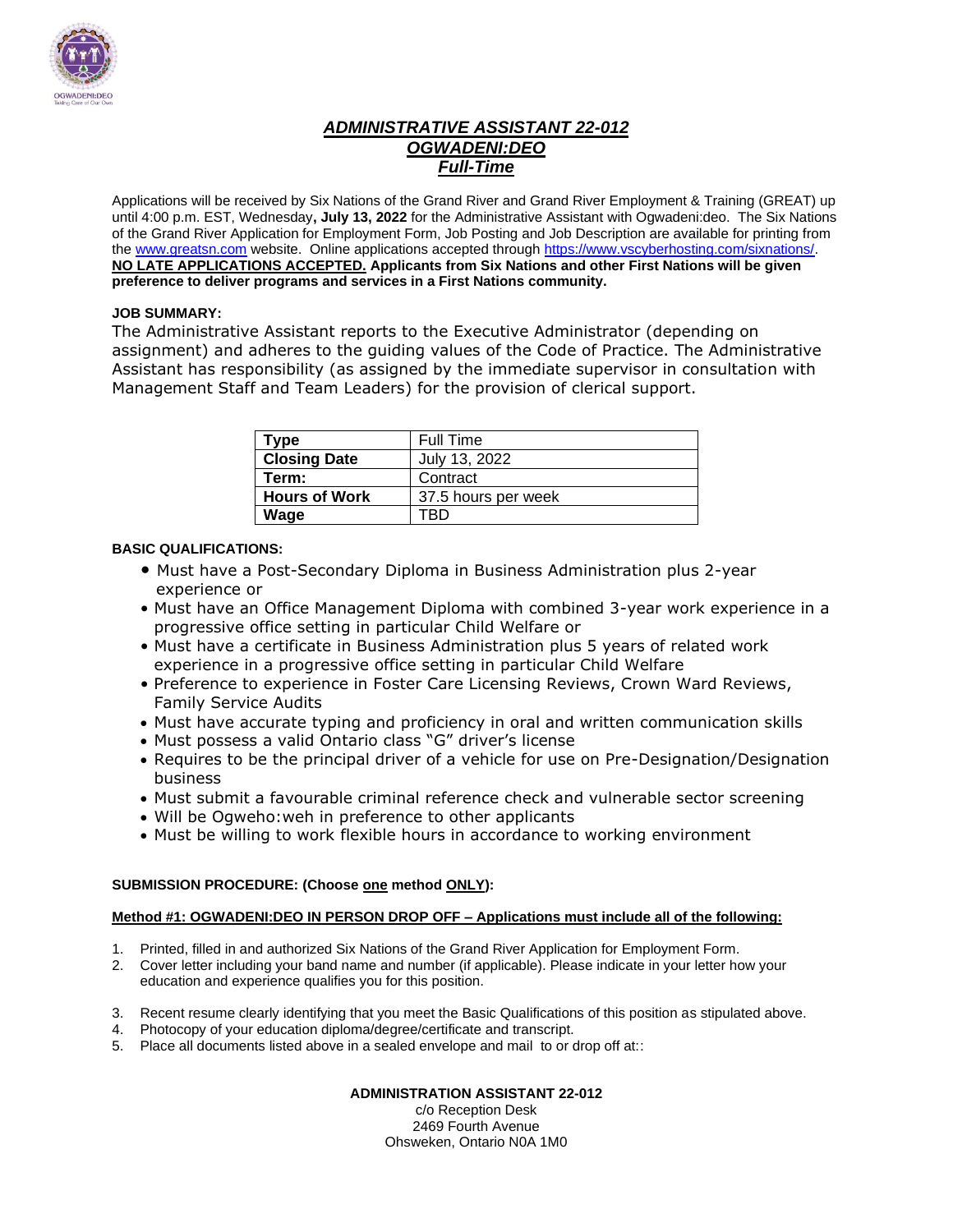# *ADMINISTRATIVE ASSISTANT 22-012*
## *OGWADENI:DEO*
## *Full-Time*

Applications will be received by Six Nations of the Grand River and Grand River Employment & Training (GREAT) up until 4:00 p.m. EST, Wednesday**, July 13, 2022** for the Administrative Assistant with Ogwadeni:deo. The Six Nations of the Grand River Application for Employment Form, Job Posting and Job Description are available for printing from the www.greatsn.com website. Online applications accepted through https://www.vscyberhosting.com/sixnations/. **NO LATE APPLICATIONS ACCEPTED. Applicants from Six Nations and other First Nations will be given preference to deliver programs and services in a First Nations community.**

**JOB SUMMARY:**

The Administrative Assistant reports to the Executive Administrator (depending on assignment) and adheres to the guiding values of the Code of Practice. The Administrative Assistant has responsibility (as assigned by the immediate supervisor in consultation with Management Staff and Team Leaders) for the provision of clerical support.

| **Type** | Full Time |
|---|---|
| **Closing Date** | July 13, 2022 |
| **Term:** | Contract |
| **Hours of Work** | 37.5 hours per week |
| **Wage** | TBD |

**BASIC QUALIFICATIONS:**

- Must have a Post-Secondary Diploma in Business Administration plus 2-year experience or
- Must have an Office Management Diploma with combined 3-year work experience in a progressive office setting in particular Child Welfare or
- Must have a certificate in Business Administration plus 5 years of related work experience in a progressive office setting in particular Child Welfare
- Preference to experience in Foster Care Licensing Reviews, Crown Ward Reviews, Family Service Audits
- Must have accurate typing and proficiency in oral and written communication skills
- Must possess a valid Ontario class "G" driver's license
- Requires to be the principal driver of a vehicle for use on Pre-Designation/Designation business
- Must submit a favourable criminal reference check and vulnerable sector screening
- Will be Ogweho:weh in preference to other applicants
- Must be willing to work flexible hours in accordance to working environment

**SUBMISSION PROCEDURE: (Choose <u>one</u> method <u>ONLY</u>):**

**<u>Method #1: OGWADENI:DEO IN PERSON DROP OFF – Applications must include all of the following:</u>**

1. Printed, filled in and authorized Six Nations of the Grand River Application for Employment Form.
2. Cover letter including your band name and number (if applicable). Please indicate in your letter how your education and experience qualifies you for this position.
3. Recent resume clearly identifying that you meet the Basic Qualifications of this position as stipulated above.
4. Photocopy of your education diploma/degree/certificate and transcript.
5. Place all documents listed above in a sealed envelope and mail to or drop off at::

**ADMINISTRATION ASSISTANT 22-012**
c/o Reception Desk
2469 Fourth Avenue
Ohsweken, Ontario N0A 1M0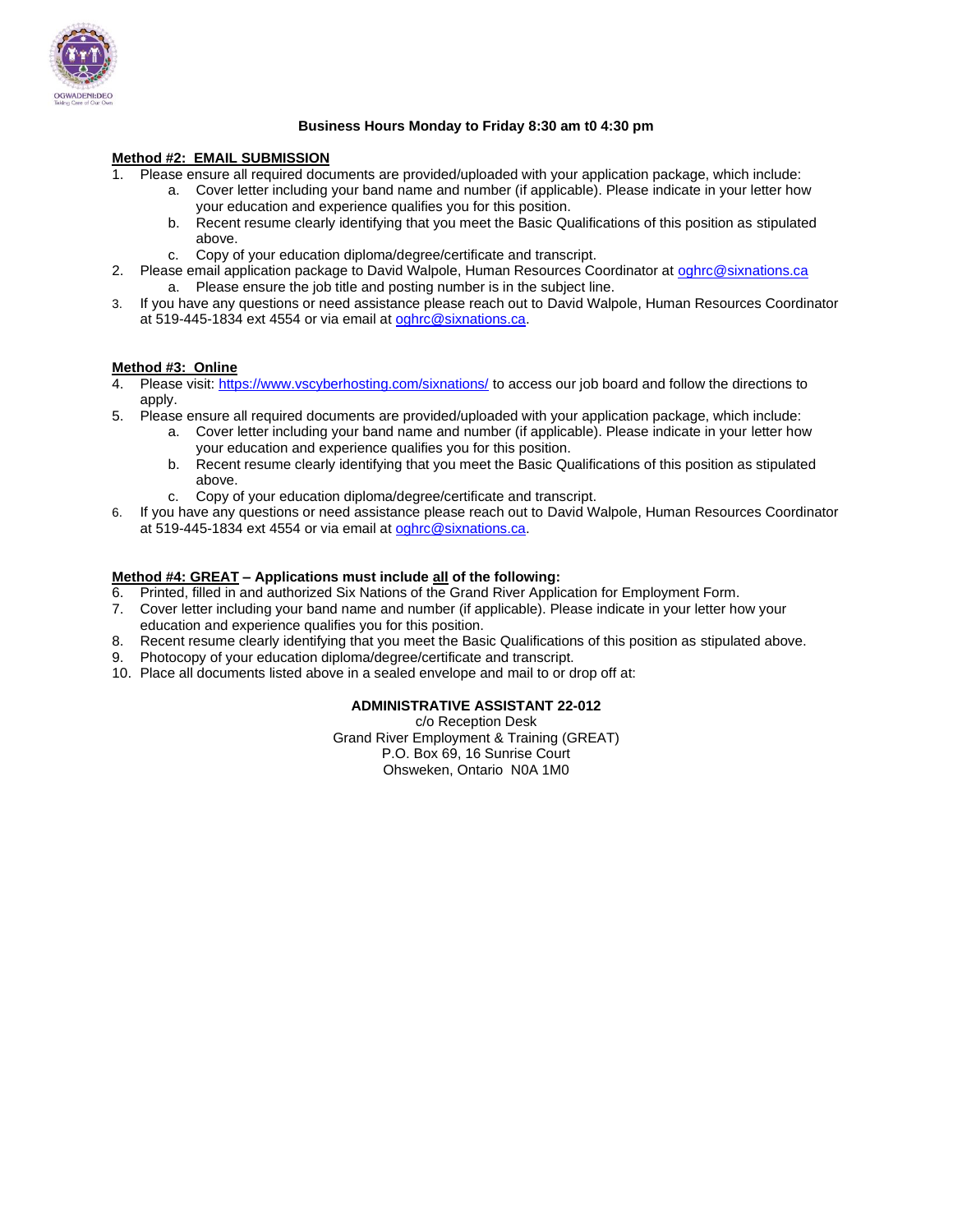**Business Hours Monday to Friday 8:30 am t0 4:30 pm**

**Method #2: EMAIL SUBMISSION**

1. Please ensure all required documents are provided/uploaded with your application package, which include:
   a. Cover letter including your band name and number (if applicable). Please indicate in your letter how your education and experience qualifies you for this position.
   b. Recent resume clearly identifying that you meet the Basic Qualifications of this position as stipulated above.
   c. Copy of your education diploma/degree/certificate and transcript.
2. Please email application package to David Walpole, Human Resources Coordinator at oghrc@sixnations.ca
   a. Please ensure the job title and posting number is in the subject line.
3. If you have any questions or need assistance please reach out to David Walpole, Human Resources Coordinator at 519-445-1834 ext 4554 or via email at oghrc@sixnations.ca.

**Method #3: Online**

4. Please visit: https://www.vscyberhosting.com/sixnations/ to access our job board and follow the directions to apply.
5. Please ensure all required documents are provided/uploaded with your application package, which include:
   a. Cover letter including your band name and number (if applicable). Please indicate in your letter how your education and experience qualifies you for this position.
   b. Recent resume clearly identifying that you meet the Basic Qualifications of this position as stipulated above.
   c. Copy of your education diploma/degree/certificate and transcript.
6. If you have any questions or need assistance please reach out to David Walpole, Human Resources Coordinator at 519-445-1834 ext 4554 or via email at oghrc@sixnations.ca.

**Method #4: GREAT – Applications must include all of the following:**

6. Printed, filled in and authorized Six Nations of the Grand River Application for Employment Form.
7. Cover letter including your band name and number (if applicable). Please indicate in your letter how your education and experience qualifies you for this position.
8. Recent resume clearly identifying that you meet the Basic Qualifications of this position as stipulated above.
9. Photocopy of your education diploma/degree/certificate and transcript.
10. Place all documents listed above in a sealed envelope and mail to or drop off at:

**ADMINISTRATIVE ASSISTANT 22-012**
c/o Reception Desk
Grand River Employment & Training (GREAT)
P.O. Box 69, 16 Sunrise Court
Ohsweken, Ontario N0A 1M0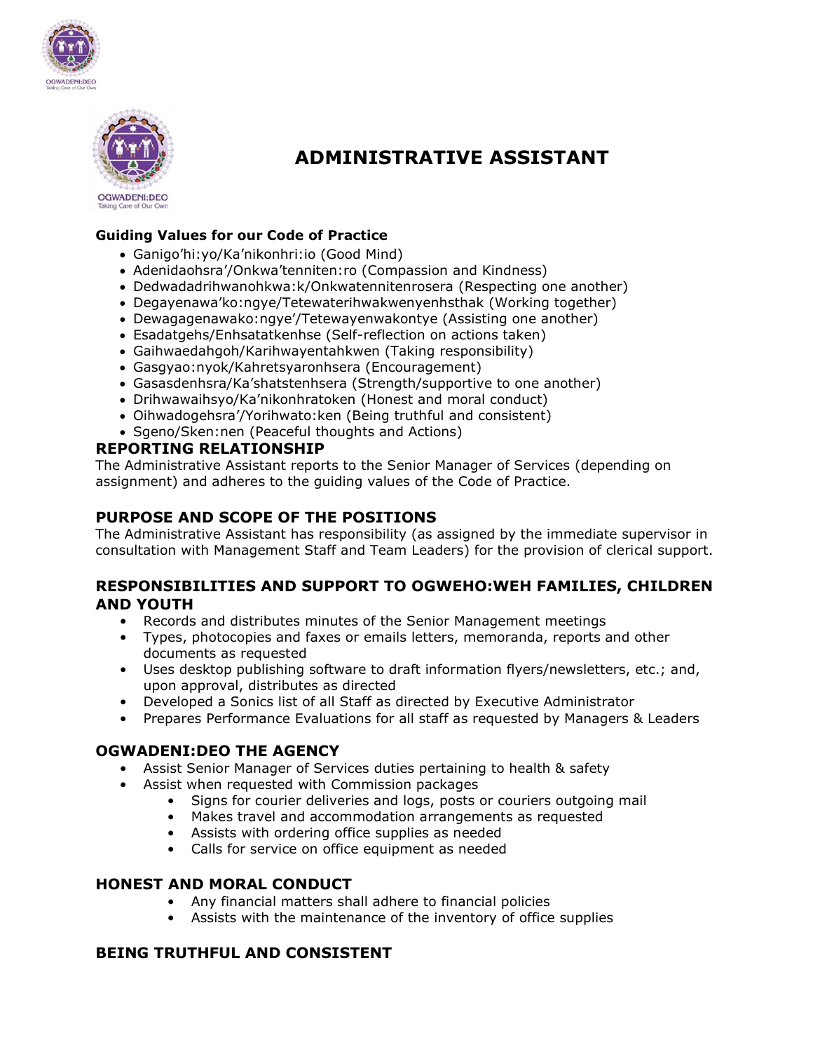# ADMINISTRATIVE ASSISTANT

**Guiding Values for our Code of Practice**

- Ganigo'hi:yo/Ka'nikonhri:io (Good Mind)
- Adenidaohsra'/Onkwa'tenniten:ro (Compassion and Kindness)
- Dedwadadrihwanohkwa:k/Onkwatennitenrosera (Respecting one another)
- Degayenawa'ko:ngye/Tetewaterihwakwenyenhsthak (Working together)
- Dewagagenawako:ngye'/Tetewayenwakontye (Assisting one another)
- Esadatgehs/Enhsatatkenhse (Self-reflection on actions taken)
- Gaihwaedahgoh/Karihwayentahkwen (Taking responsibility)
- Gasgyao:nyok/Kahretsyaronhsera (Encouragement)
- Gasasdenhsra/Ka'shatstenhsera (Strength/supportive to one another)
- Drihwawaihsyo/Ka'nikonhratoken (Honest and moral conduct)
- Oihwadogehsra'/Yorihwato:ken (Being truthful and consistent)
- Sgeno/Sken:nen (Peaceful thoughts and Actions)

## REPORTING RELATIONSHIP

The Administrative Assistant reports to the Senior Manager of Services (depending on assignment) and adheres to the guiding values of the Code of Practice.

## PURPOSE AND SCOPE OF THE POSITIONS

The Administrative Assistant has responsibility (as assigned by the immediate supervisor in consultation with Management Staff and Team Leaders) for the provision of clerical support.

## RESPONSIBILITIES AND SUPPORT TO OGWEHO:WEH FAMILIES, CHILDREN AND YOUTH

- Records and distributes minutes of the Senior Management meetings
- Types, photocopies and faxes or emails letters, memoranda, reports and other documents as requested
- Uses desktop publishing software to draft information flyers/newsletters, etc.; and, upon approval, distributes as directed
- Developed a Sonics list of all Staff as directed by Executive Administrator
- Prepares Performance Evaluations for all staff as requested by Managers & Leaders

## OGWADENI:DEO THE AGENCY

- Assist Senior Manager of Services duties pertaining to health & safety
- Assist when requested with Commission packages
  - Signs for courier deliveries and logs, posts or couriers outgoing mail
  - Makes travel and accommodation arrangements as requested
  - Assists with ordering office supplies as needed
  - Calls for service on office equipment as needed

## HONEST AND MORAL CONDUCT

- Any financial matters shall adhere to financial policies
- Assists with the maintenance of the inventory of office supplies

## BEING TRUTHFUL AND CONSISTENT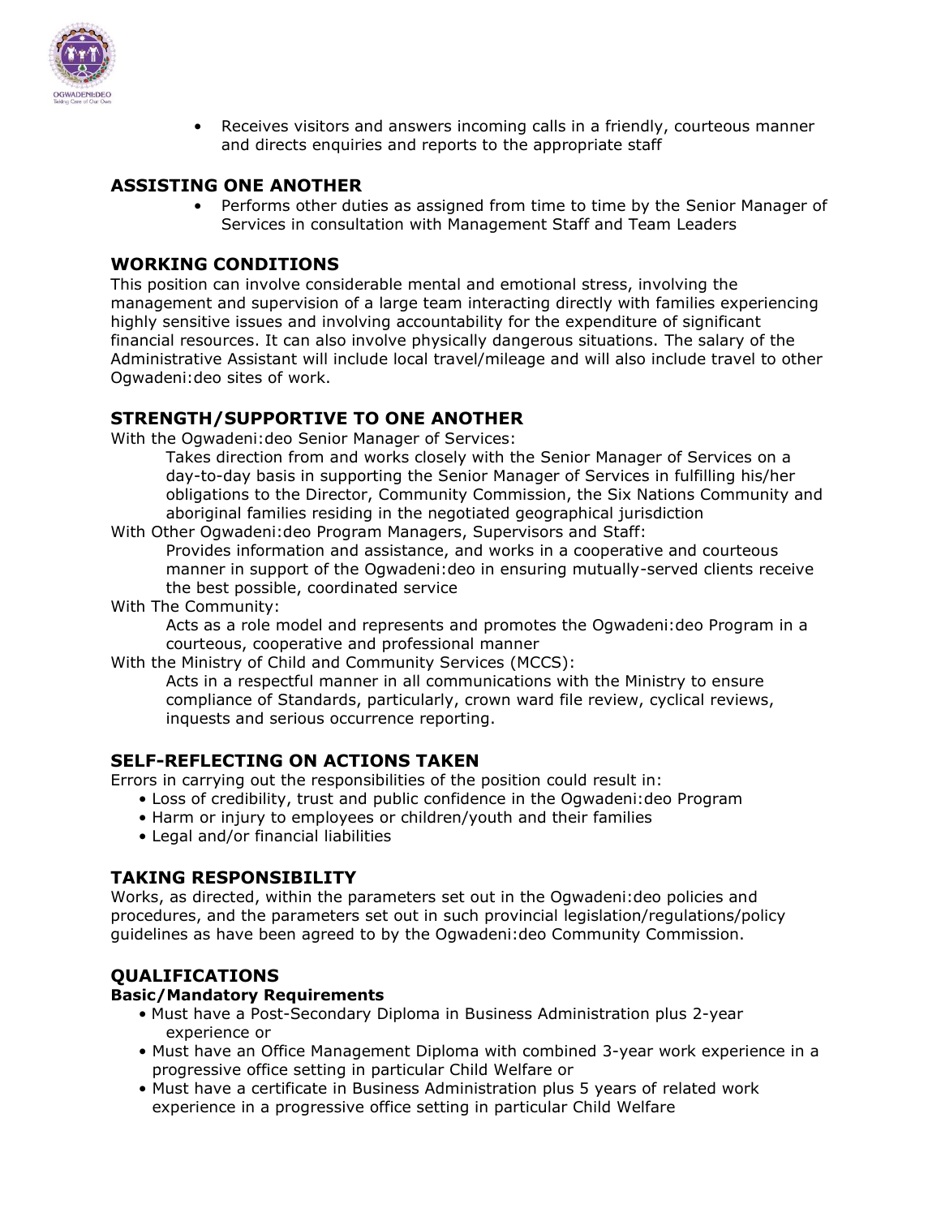- Receives visitors and answers incoming calls in a friendly, courteous manner and directs enquiries and reports to the appropriate staff

## ASSISTING ONE ANOTHER

- Performs other duties as assigned from time to time by the Senior Manager of Services in consultation with Management Staff and Team Leaders

## WORKING CONDITIONS

This position can involve considerable mental and emotional stress, involving the management and supervision of a large team interacting directly with families experiencing highly sensitive issues and involving accountability for the expenditure of significant financial resources. It can also involve physically dangerous situations. The salary of the Administrative Assistant will include local travel/mileage and will also include travel to other Ogwadeni:deo sites of work.

## STRENGTH/SUPPORTIVE TO ONE ANOTHER

With the Ogwadeni:deo Senior Manager of Services:

Takes direction from and works closely with the Senior Manager of Services on a day-to-day basis in supporting the Senior Manager of Services in fulfilling his/her obligations to the Director, Community Commission, the Six Nations Community and aboriginal families residing in the negotiated geographical jurisdiction

With Other Ogwadeni:deo Program Managers, Supervisors and Staff:

Provides information and assistance, and works in a cooperative and courteous manner in support of the Ogwadeni:deo in ensuring mutually-served clients receive the best possible, coordinated service

With The Community:

Acts as a role model and represents and promotes the Ogwadeni:deo Program in a courteous, cooperative and professional manner

With the Ministry of Child and Community Services (MCCS):

Acts in a respectful manner in all communications with the Ministry to ensure compliance of Standards, particularly, crown ward file review, cyclical reviews, inquests and serious occurrence reporting.

## SELF-REFLECTING ON ACTIONS TAKEN

Errors in carrying out the responsibilities of the position could result in:

- Loss of credibility, trust and public confidence in the Ogwadeni:deo Program
- Harm or injury to employees or children/youth and their families
- Legal and/or financial liabilities

## TAKING RESPONSIBILITY

Works, as directed, within the parameters set out in the Ogwadeni:deo policies and procedures, and the parameters set out in such provincial legislation/regulations/policy guidelines as have been agreed to by the Ogwadeni:deo Community Commission.

## QUALIFICATIONS

### Basic/Mandatory Requirements

- Must have a Post-Secondary Diploma in Business Administration plus 2-year experience or
- Must have an Office Management Diploma with combined 3-year work experience in a progressive office setting in particular Child Welfare or
- Must have a certificate in Business Administration plus 5 years of related work experience in a progressive office setting in particular Child Welfare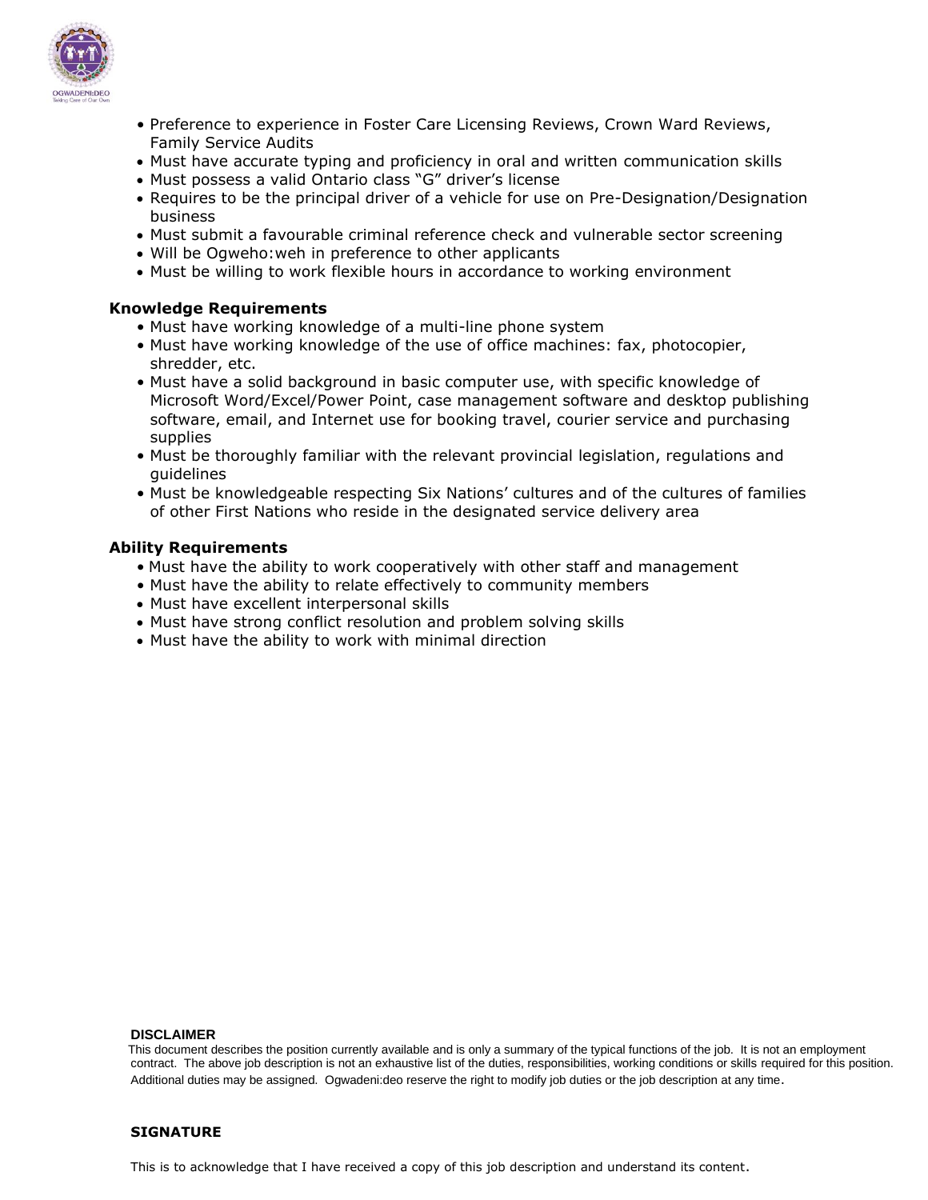- Preference to experience in Foster Care Licensing Reviews, Crown Ward Reviews, Family Service Audits
- Must have accurate typing and proficiency in oral and written communication skills
- Must possess a valid Ontario class "G" driver's license
- Requires to be the principal driver of a vehicle for use on Pre-Designation/Designation business
- Must submit a favourable criminal reference check and vulnerable sector screening
- Will be Ogweho:weh in preference to other applicants
- Must be willing to work flexible hours in accordance to working environment

**Knowledge Requirements**

- Must have working knowledge of a multi-line phone system
- Must have working knowledge of the use of office machines: fax, photocopier, shredder, etc.
- Must have a solid background in basic computer use, with specific knowledge of Microsoft Word/Excel/Power Point, case management software and desktop publishing software, email, and Internet use for booking travel, courier service and purchasing supplies
- Must be thoroughly familiar with the relevant provincial legislation, regulations and guidelines
- Must be knowledgeable respecting Six Nations' cultures and of the cultures of families of other First Nations who reside in the designated service delivery area

**Ability Requirements**

- Must have the ability to work cooperatively with other staff and management
- Must have the ability to relate effectively to community members
- Must have excellent interpersonal skills
- Must have strong conflict resolution and problem solving skills
- Must have the ability to work with minimal direction

**DISCLAIMER**

This document describes the position currently available and is only a summary of the typical functions of the job. It is not an employment contract. The above job description is not an exhaustive list of the duties, responsibilities, working conditions or skills required for this position. Additional duties may be assigned. Ogwadeni:deo reserve the right to modify job duties or the job description at any time.

**SIGNATURE**

This is to acknowledge that I have received a copy of this job description and understand its content.